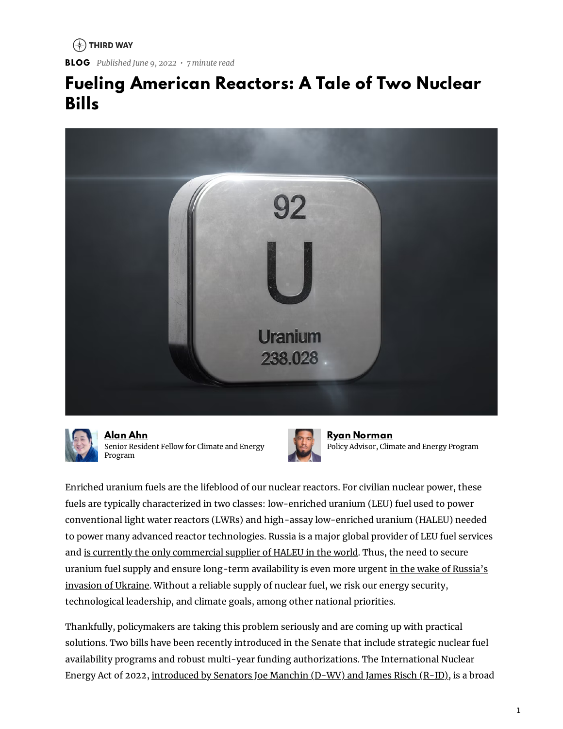THIRD WAY

**BLOG** *Published June 9, 2022 · 7 minute read*

# Fueling American Reactors: A Tale of Two Nuclear Bills

**Alan Ahn**
Senior Resident Fellow for Climate and Energy Program

**Ryan Norman**
Policy Advisor, Climate and Energy Program

Enriched uranium fuels are the lifeblood of our nuclear reactors. For civilian nuclear power, these fuels are typically characterized in two classes: low-enriched uranium (LEU) fuel used to power conventional light water reactors (LWRs) and high-assay low-enriched uranium (HALEU) needed to power many advanced reactor technologies. Russia is a major global provider of LEU fuel services and is currently the only commercial supplier of HALEU in the world. Thus, the need to secure uranium fuel supply and ensure long-term availability is even more urgent in the wake of Russia's invasion of Ukraine. Without a reliable supply of nuclear fuel, we risk our energy security, technological leadership, and climate goals, among other national priorities.

Thankfully, policymakers are taking this problem seriously and are coming up with practical solutions. Two bills have been recently introduced in the Senate that include strategic nuclear fuel availability programs and robust multi-year funding authorizations. The International Nuclear Energy Act of 2022, introduced by Senators Joe Manchin (D-WV) and James Risch (R-ID), is a broad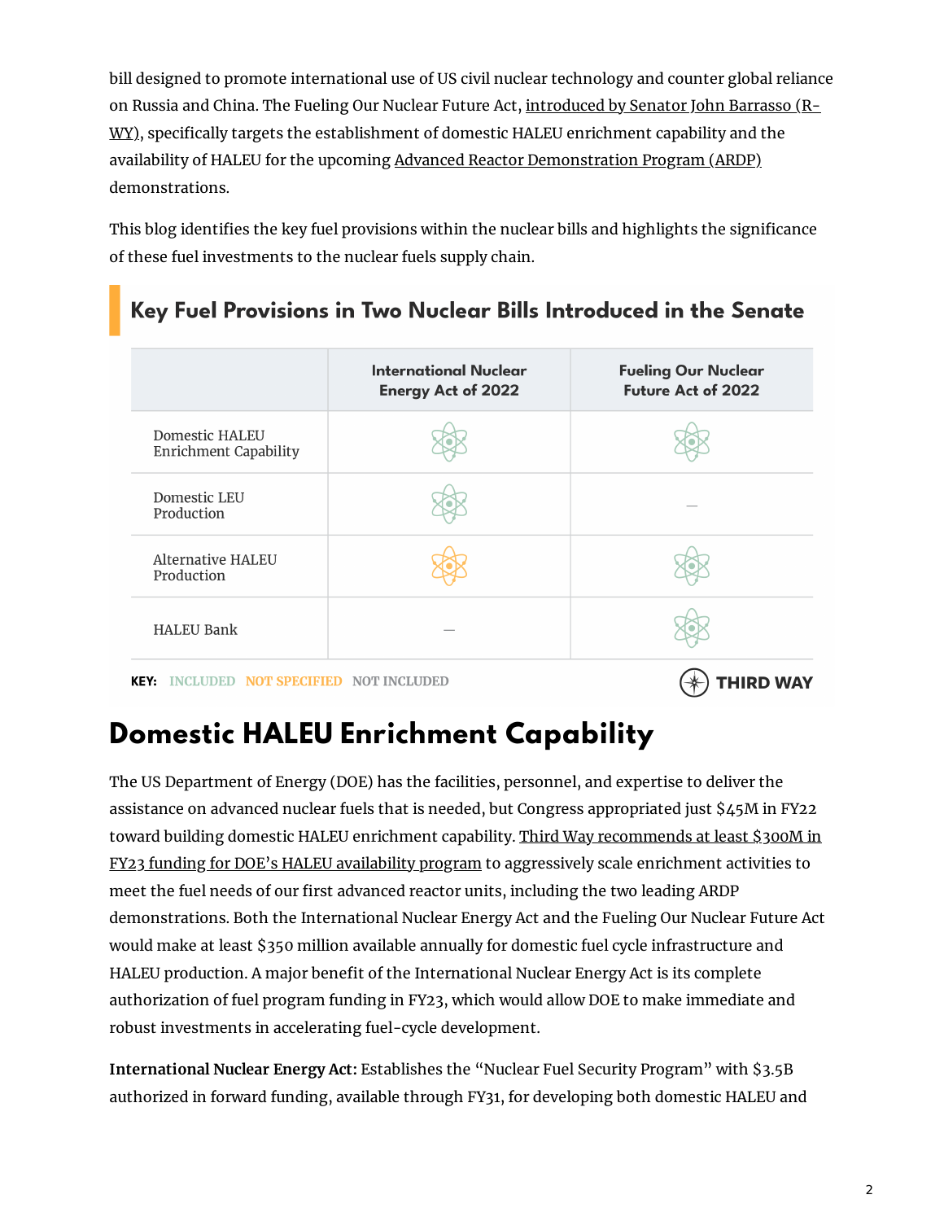bill designed to promote international use of US civil nuclear technology and counter global reliance on Russia and China. The Fueling Our Nuclear Future Act, introduced by Senator John Barrasso (R-WY), specifically targets the establishment of domestic HALEU enrichment capability and the availability of HALEU for the upcoming Advanced Reactor Demonstration Program (ARDP) demonstrations.

This blog identifies the key fuel provisions within the nuclear bills and highlights the significance of these fuel investments to the nuclear fuels supply chain.

### Key Fuel Provisions in Two Nuclear Bills Introduced in the Senate

| | International Nuclear Energy Act of 2022 | Fueling Our Nuclear Future Act of 2022 |
|---|---|---|
| Domestic HALEU Enrichment Capability | Included | Included |
| Domestic LEU Production | Included | — |
| Alternative HALEU Production | Not Specified | Included |
| HALEU Bank | — | Included |

KEY: INCLUDED NOT SPECIFIED NOT INCLUDED

THIRD WAY

## Domestic HALEU Enrichment Capability

The US Department of Energy (DOE) has the facilities, personnel, and expertise to deliver the assistance on advanced nuclear fuels that is needed, but Congress appropriated just $45M in FY22 toward building domestic HALEU enrichment capability. Third Way recommends at least $300M in FY23 funding for DOE's HALEU availability program to aggressively scale enrichment activities to meet the fuel needs of our first advanced reactor units, including the two leading ARDP demonstrations. Both the International Nuclear Energy Act and the Fueling Our Nuclear Future Act would make at least $350 million available annually for domestic fuel cycle infrastructure and HALEU production. A major benefit of the International Nuclear Energy Act is its complete authorization of fuel program funding in FY23, which would allow DOE to make immediate and robust investments in accelerating fuel-cycle development.

**International Nuclear Energy Act:** Establishes the "Nuclear Fuel Security Program" with $3.5B authorized in forward funding, available through FY31, for developing both domestic HALEU and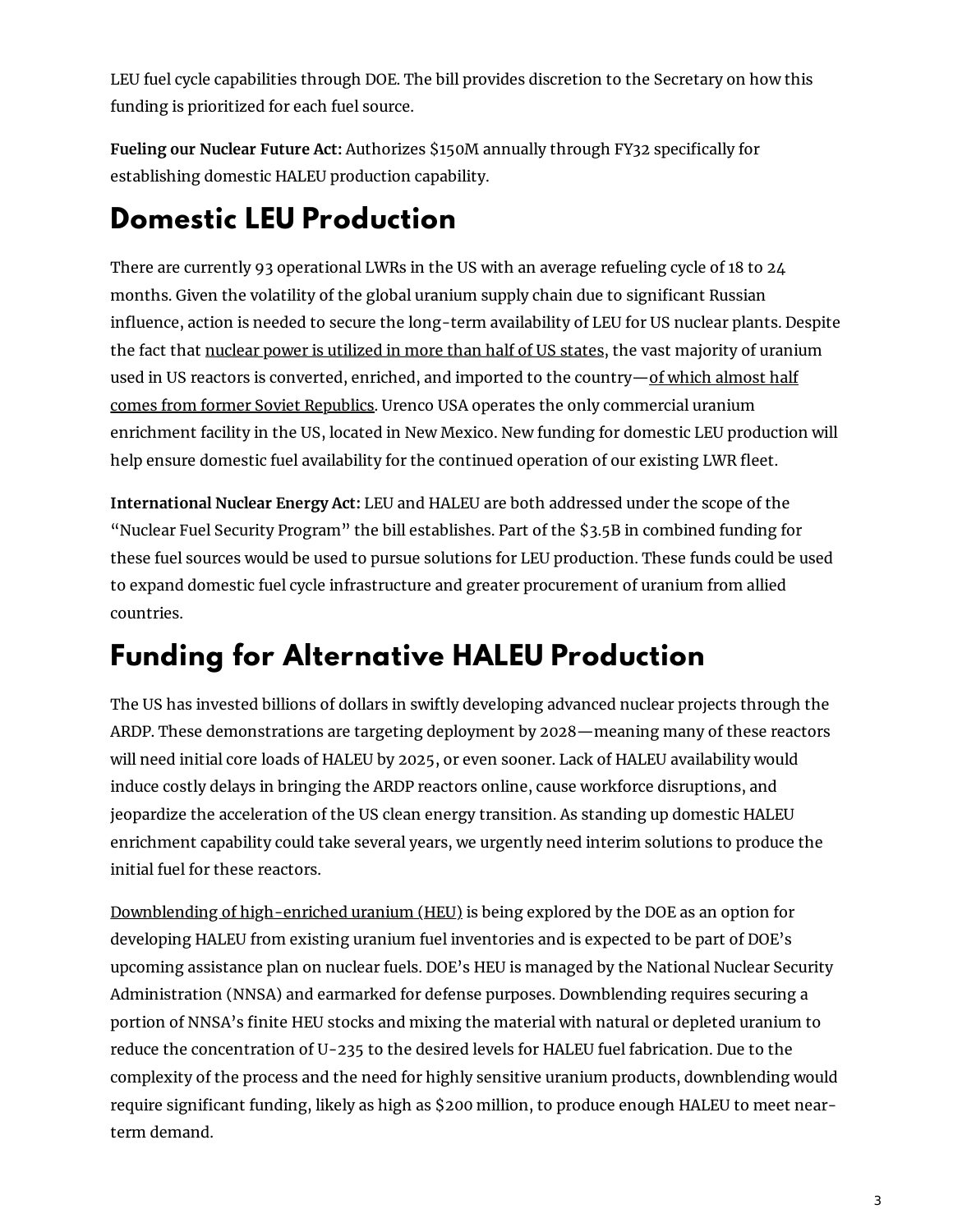LEU fuel cycle capabilities through DOE. The bill provides discretion to the Secretary on how this funding is prioritized for each fuel source.

**Fueling our Nuclear Future Act:** Authorizes $150M annually through FY32 specifically for establishing domestic HALEU production capability.

## Domestic LEU Production

There are currently 93 operational LWRs in the US with an average refueling cycle of 18 to 24 months. Given the volatility of the global uranium supply chain due to significant Russian influence, action is needed to secure the long-term availability of LEU for US nuclear plants. Despite the fact that nuclear power is utilized in more than half of US states, the vast majority of uranium used in US reactors is converted, enriched, and imported to the country—of which almost half comes from former Soviet Republics. Urenco USA operates the only commercial uranium enrichment facility in the US, located in New Mexico. New funding for domestic LEU production will help ensure domestic fuel availability for the continued operation of our existing LWR fleet.

**International Nuclear Energy Act:** LEU and HALEU are both addressed under the scope of the "Nuclear Fuel Security Program" the bill establishes. Part of the $3.5B in combined funding for these fuel sources would be used to pursue solutions for LEU production. These funds could be used to expand domestic fuel cycle infrastructure and greater procurement of uranium from allied countries.

## Funding for Alternative HALEU Production

The US has invested billions of dollars in swiftly developing advanced nuclear projects through the ARDP. These demonstrations are targeting deployment by 2028—meaning many of these reactors will need initial core loads of HALEU by 2025, or even sooner. Lack of HALEU availability would induce costly delays in bringing the ARDP reactors online, cause workforce disruptions, and jeopardize the acceleration of the US clean energy transition. As standing up domestic HALEU enrichment capability could take several years, we urgently need interim solutions to produce the initial fuel for these reactors.

Downblending of high-enriched uranium (HEU) is being explored by the DOE as an option for developing HALEU from existing uranium fuel inventories and is expected to be part of DOE's upcoming assistance plan on nuclear fuels. DOE's HEU is managed by the National Nuclear Security Administration (NNSA) and earmarked for defense purposes. Downblending requires securing a portion of NNSA's finite HEU stocks and mixing the material with natural or depleted uranium to reduce the concentration of U-235 to the desired levels for HALEU fuel fabrication. Due to the complexity of the process and the need for highly sensitive uranium products, downblending would require significant funding, likely as high as $200 million, to produce enough HALEU to meet near-term demand.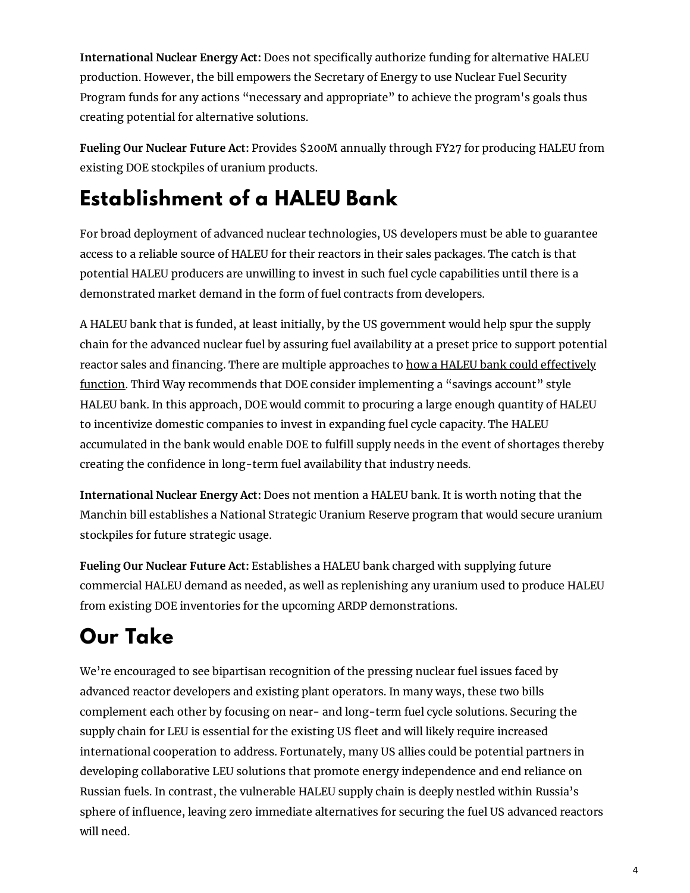**International Nuclear Energy Act:** Does not specifically authorize funding for alternative HALEU production. However, the bill empowers the Secretary of Energy to use Nuclear Fuel Security Program funds for any actions "necessary and appropriate" to achieve the program's goals thus creating potential for alternative solutions.

**Fueling Our Nuclear Future Act:** Provides $200M annually through FY27 for producing HALEU from existing DOE stockpiles of uranium products.

## Establishment of a HALEU Bank

For broad deployment of advanced nuclear technologies, US developers must be able to guarantee access to a reliable source of HALEU for their reactors in their sales packages. The catch is that potential HALEU producers are unwilling to invest in such fuel cycle capabilities until there is a demonstrated market demand in the form of fuel contracts from developers.

A HALEU bank that is funded, at least initially, by the US government would help spur the supply chain for the advanced nuclear fuel by assuring fuel availability at a preset price to support potential reactor sales and financing. There are multiple approaches to how a HALEU bank could effectively function. Third Way recommends that DOE consider implementing a "savings account" style HALEU bank. In this approach, DOE would commit to procuring a large enough quantity of HALEU to incentivize domestic companies to invest in expanding fuel cycle capacity. The HALEU accumulated in the bank would enable DOE to fulfill supply needs in the event of shortages thereby creating the confidence in long-term fuel availability that industry needs.

**International Nuclear Energy Act:** Does not mention a HALEU bank. It is worth noting that the Manchin bill establishes a National Strategic Uranium Reserve program that would secure uranium stockpiles for future strategic usage.

**Fueling Our Nuclear Future Act:** Establishes a HALEU bank charged with supplying future commercial HALEU demand as needed, as well as replenishing any uranium used to produce HALEU from existing DOE inventories for the upcoming ARDP demonstrations.

## Our Take

We're encouraged to see bipartisan recognition of the pressing nuclear fuel issues faced by advanced reactor developers and existing plant operators. In many ways, these two bills complement each other by focusing on near- and long-term fuel cycle solutions. Securing the supply chain for LEU is essential for the existing US fleet and will likely require increased international cooperation to address. Fortunately, many US allies could be potential partners in developing collaborative LEU solutions that promote energy independence and end reliance on Russian fuels. In contrast, the vulnerable HALEU supply chain is deeply nestled within Russia's sphere of influence, leaving zero immediate alternatives for securing the fuel US advanced reactors will need.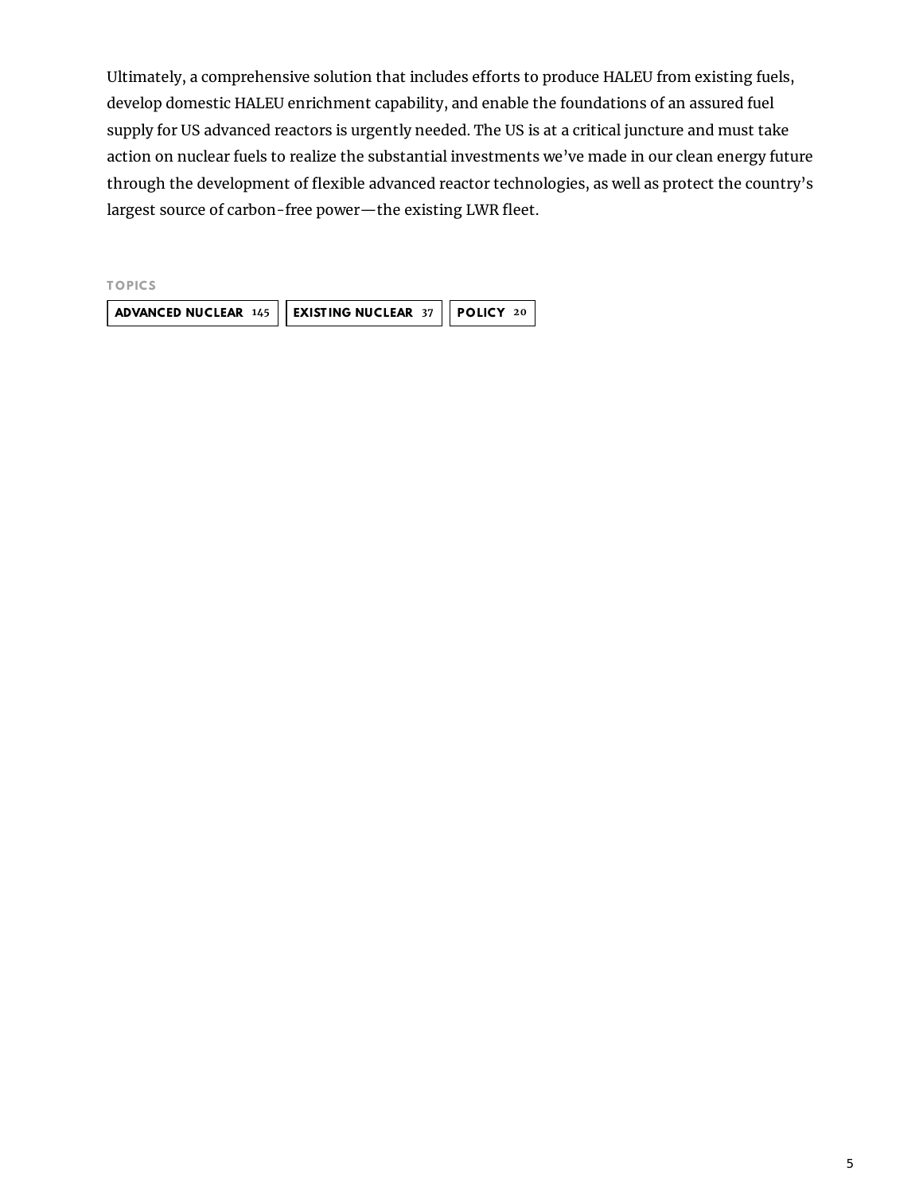Ultimately, a comprehensive solution that includes efforts to produce HALEU from existing fuels, develop domestic HALEU enrichment capability, and enable the foundations of an assured fuel supply for US advanced reactors is urgently needed. The US is at a critical juncture and must take action on nuclear fuels to realize the substantial investments we've made in our clean energy future through the development of flexible advanced reactor technologies, as well as protect the country's largest source of carbon-free power—the existing LWR fleet.

TOPICS

**ADVANCED NUCLEAR** 145 | **EXISTING NUCLEAR** 37 | **POLICY** 20